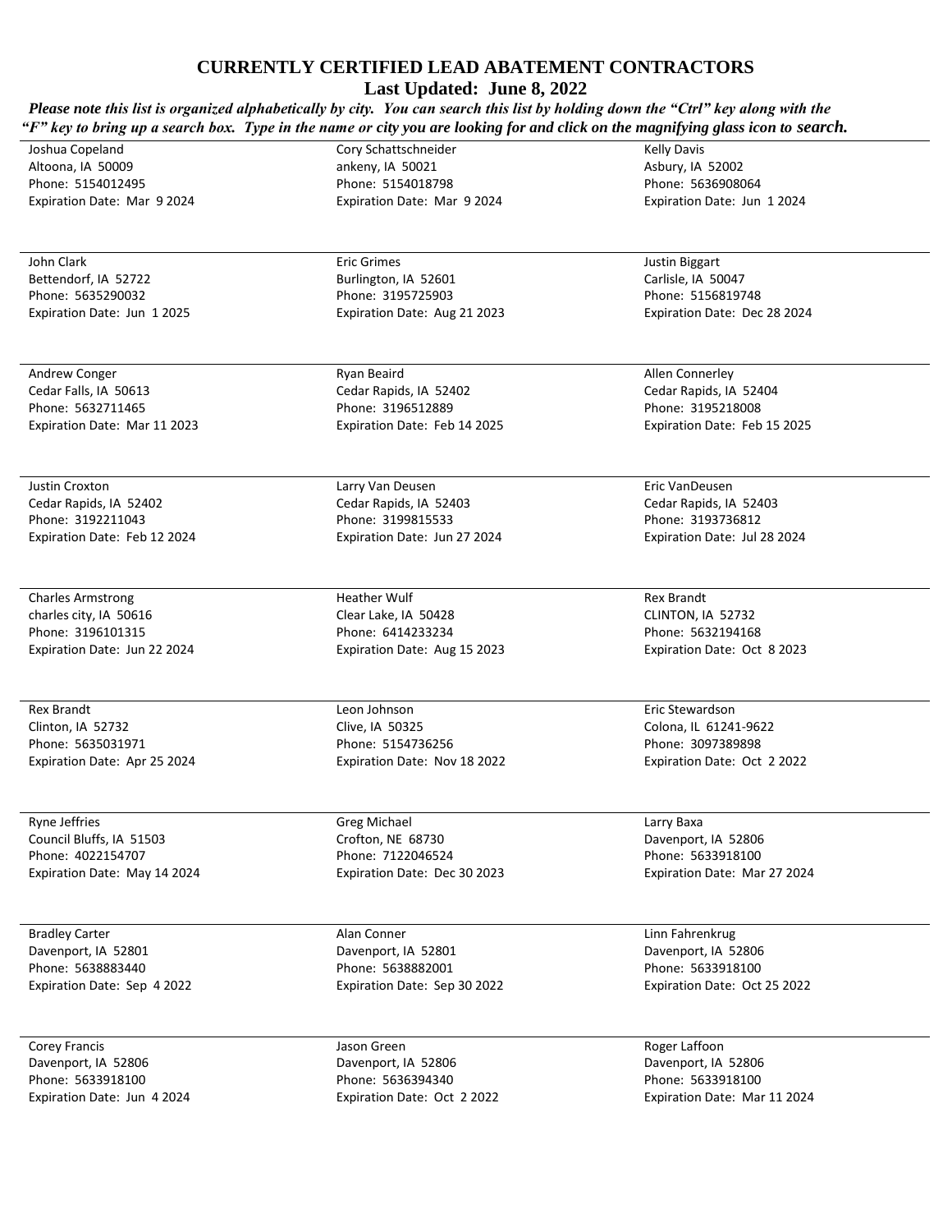# CURRENTLY CERTIFIED LEAD ABATEMENT CONTRACTORS

## Last Updated: June 8, 2022

***Please note this list is organized alphabetically by city. You can search this list by holding down the "Ctrl" key along with the "F" key to bring up a search box. Type in the name or city you are looking for and click on the magnifying glass icon to search.***

Joshua Copeland
Altoona, IA 50009
Phone: 5154012495
Expiration Date: Mar 9 2024

Cory Schattschneider
ankeny, IA 50021
Phone: 5154018798
Expiration Date: Mar 9 2024

Kelly Davis
Asbury, IA 52002
Phone: 5636908064
Expiration Date: Jun 1 2024

---

John Clark
Bettendorf, IA 52722
Phone: 5635290032
Expiration Date: Jun 1 2025

Eric Grimes
Burlington, IA 52601
Phone: 3195725903
Expiration Date: Aug 21 2023

Justin Biggart
Carlisle, IA 50047
Phone: 5156819748
Expiration Date: Dec 28 2024

---

Andrew Conger
Cedar Falls, IA 50613
Phone: 5632711465
Expiration Date: Mar 11 2023

Ryan Beaird
Cedar Rapids, IA 52402
Phone: 3196512889
Expiration Date: Feb 14 2025

Allen Connerley
Cedar Rapids, IA 52404
Phone: 3195218008
Expiration Date: Feb 15 2025

---

Justin Croxton
Cedar Rapids, IA 52402
Phone: 3192211043
Expiration Date: Feb 12 2024

Larry Van Deusen
Cedar Rapids, IA 52403
Phone: 3199815533
Expiration Date: Jun 27 2024

Eric VanDeusen
Cedar Rapids, IA 52403
Phone: 3193736812
Expiration Date: Jul 28 2024

---

Charles Armstrong
charles city, IA 50616
Phone: 3196101315
Expiration Date: Jun 22 2024

Heather Wulf
Clear Lake, IA 50428
Phone: 6414233234
Expiration Date: Aug 15 2023

Rex Brandt
CLINTON, IA 52732
Phone: 5632194168
Expiration Date: Oct 8 2023

---

Rex Brandt
Clinton, IA 52732
Phone: 5635031971
Expiration Date: Apr 25 2024

Leon Johnson
Clive, IA 50325
Phone: 5154736256
Expiration Date: Nov 18 2022

Eric Stewardson
Colona, IL 61241-9622
Phone: 3097389898
Expiration Date: Oct 2 2022

---

Ryne Jeffries
Council Bluffs, IA 51503
Phone: 4022154707
Expiration Date: May 14 2024

Greg Michael
Crofton, NE 68730
Phone: 7122046524
Expiration Date: Dec 30 2023

Larry Baxa
Davenport, IA 52806
Phone: 5633918100
Expiration Date: Mar 27 2024

---

Bradley Carter
Davenport, IA 52801
Phone: 5638883440
Expiration Date: Sep 4 2022

Alan Conner
Davenport, IA 52801
Phone: 5638882001
Expiration Date: Sep 30 2022

Linn Fahrenkrug
Davenport, IA 52806
Phone: 5633918100
Expiration Date: Oct 25 2022

---

Corey Francis
Davenport, IA 52806
Phone: 5633918100
Expiration Date: Jun 4 2024

Jason Green
Davenport, IA 52806
Phone: 5636394340
Expiration Date: Oct 2 2022

Roger Laffoon
Davenport, IA 52806
Phone: 5633918100
Expiration Date: Mar 11 2024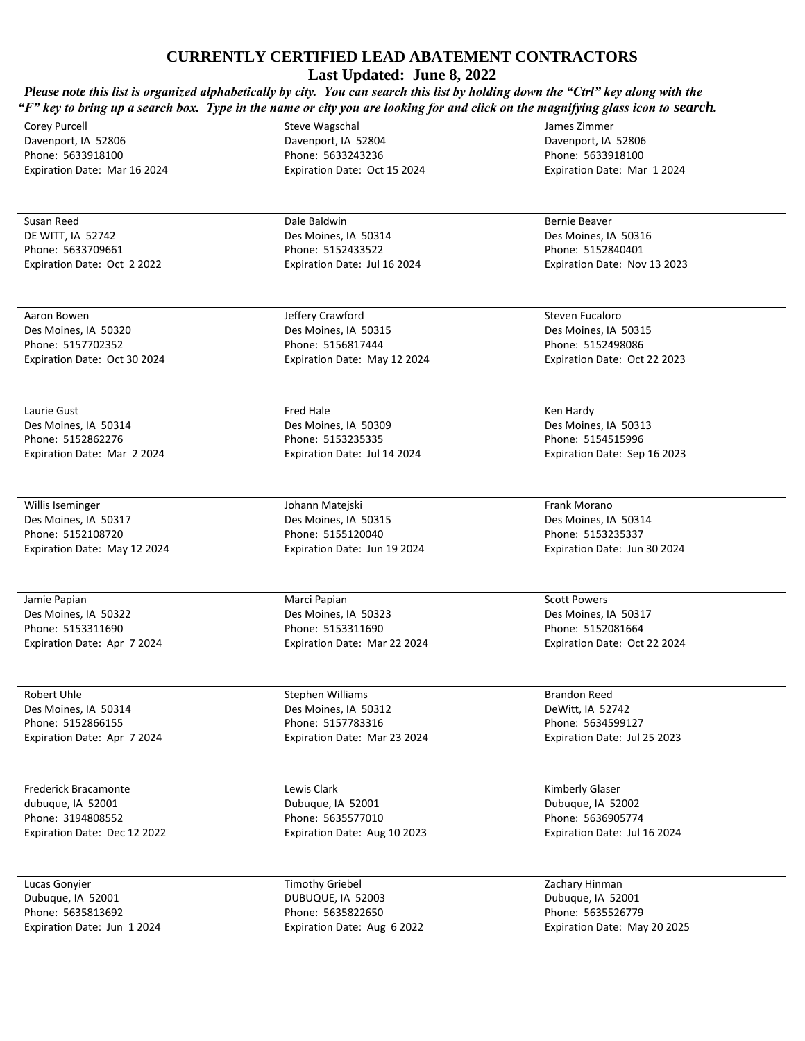## CURRENTLY CERTIFIED LEAD ABATEMENT CONTRACTORS

**Last Updated: June 8, 2022**

***Please note this list is organized alphabetically by city. You can search this list by holding down the "Ctrl" key along with the "F" key to bring up a search box. Type in the name or city you are looking for and click on the magnifying glass icon to search.***

Corey Purcell
Davenport, IA 52806
Phone: 5633918100
Expiration Date: Mar 16 2024

Steve Wagschal
Davenport, IA 52804
Phone: 5633243236
Expiration Date: Oct 15 2024

James Zimmer
Davenport, IA 52806
Phone: 5633918100
Expiration Date: Mar 1 2024

Susan Reed
DE WITT, IA 52742
Phone: 5633709661
Expiration Date: Oct 2 2022

Dale Baldwin
Des Moines, IA 50314
Phone: 5152433522
Expiration Date: Jul 16 2024

Bernie Beaver
Des Moines, IA 50316
Phone: 5152840401
Expiration Date: Nov 13 2023

Aaron Bowen
Des Moines, IA 50320
Phone: 5157702352
Expiration Date: Oct 30 2024

Jeffery Crawford
Des Moines, IA 50315
Phone: 5156817444
Expiration Date: May 12 2024

Steven Fucaloro
Des Moines, IA 50315
Phone: 5152498086
Expiration Date: Oct 22 2023

Laurie Gust
Des Moines, IA 50314
Phone: 5152862276
Expiration Date: Mar 2 2024

Fred Hale
Des Moines, IA 50309
Phone: 5153235335
Expiration Date: Jul 14 2024

Ken Hardy
Des Moines, IA 50313
Phone: 5154515996
Expiration Date: Sep 16 2023

Willis Iseminger
Des Moines, IA 50317
Phone: 5152108720
Expiration Date: May 12 2024

Johann Matejski
Des Moines, IA 50315
Phone: 5155120040
Expiration Date: Jun 19 2024

Frank Morano
Des Moines, IA 50314
Phone: 5153235337
Expiration Date: Jun 30 2024

Jamie Papian
Des Moines, IA 50322
Phone: 5153311690
Expiration Date: Apr 7 2024

Marci Papian
Des Moines, IA 50323
Phone: 5153311690
Expiration Date: Mar 22 2024

Scott Powers
Des Moines, IA 50317
Phone: 5152081664
Expiration Date: Oct 22 2024

Robert Uhle
Des Moines, IA 50314
Phone: 5152866155
Expiration Date: Apr 7 2024

Stephen Williams
Des Moines, IA 50312
Phone: 5157783316
Expiration Date: Mar 23 2024

Brandon Reed
DeWitt, IA 52742
Phone: 5634599127
Expiration Date: Jul 25 2023

Frederick Bracamonte
dubuque, IA 52001
Phone: 3194808552
Expiration Date: Dec 12 2022

Lewis Clark
Dubuque, IA 52001
Phone: 5635577010
Expiration Date: Aug 10 2023

Kimberly Glaser
Dubuque, IA 52002
Phone: 5636905774
Expiration Date: Jul 16 2024

Lucas Gonyier
Dubuque, IA 52001
Phone: 5635813692
Expiration Date: Jun 1 2024

Timothy Griebel
DUBUQUE, IA 52003
Phone: 5635822650
Expiration Date: Aug 6 2022

Zachary Hinman
Dubuque, IA 52001
Phone: 5635526779
Expiration Date: May 20 2025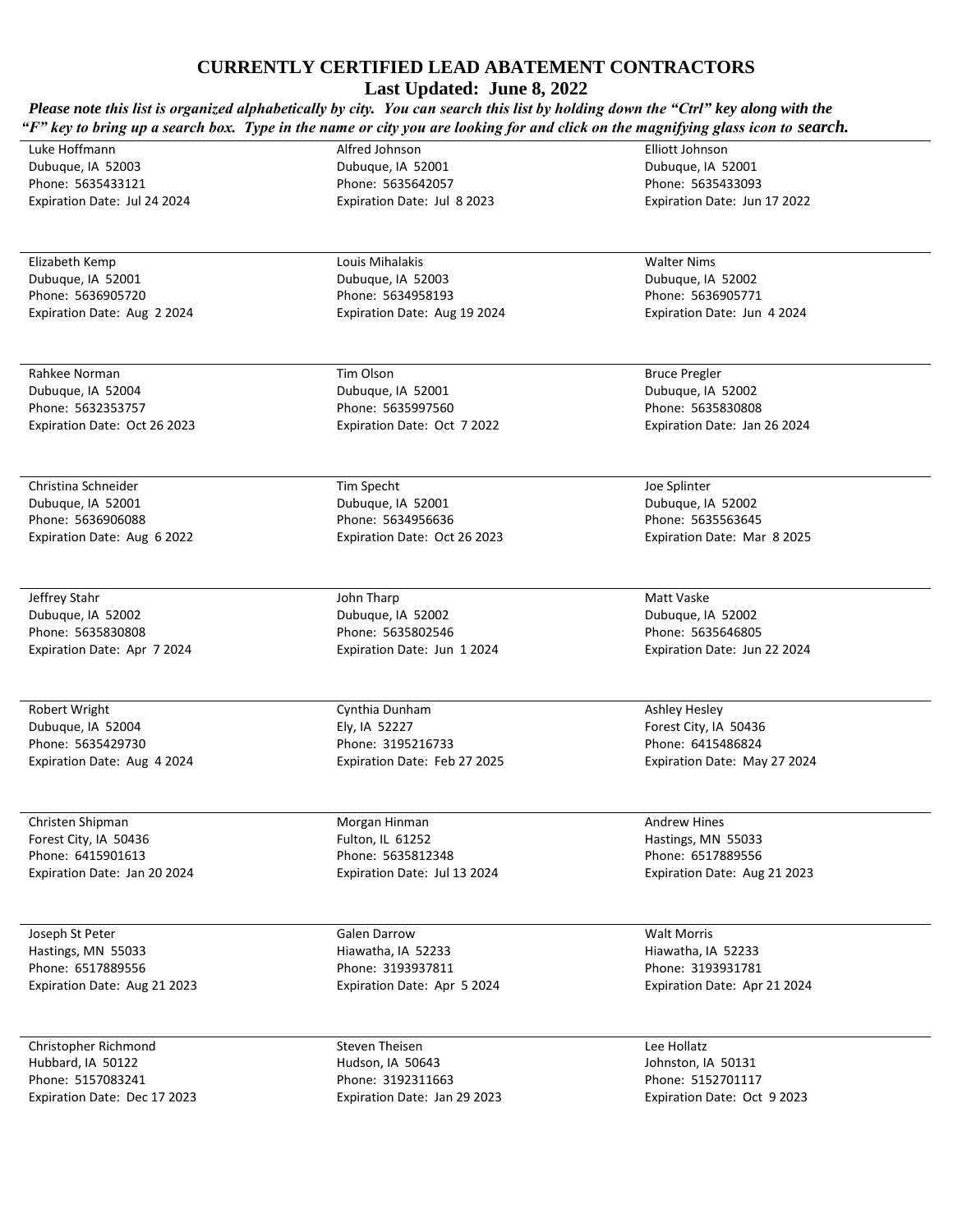## CURRENTLY CERTIFIED LEAD ABATEMENT CONTRACTORS

**Last Updated: June 8, 2022**

***Please note this list is organized alphabetically by city. You can search this list by holding down the "Ctrl" key along with the "F" key to bring up a search box. Type in the name or city you are looking for and click on the magnifying glass icon to search.***

Luke Hoffmann
Dubuque, IA 52003
Phone: 5635433121
Expiration Date: Jul 24 2024

Alfred Johnson
Dubuque, IA 52001
Phone: 5635642057
Expiration Date: Jul 8 2023

Elliott Johnson
Dubuque, IA 52001
Phone: 5635433093
Expiration Date: Jun 17 2022

---

Elizabeth Kemp
Dubuque, IA 52001
Phone: 5636905720
Expiration Date: Aug 2 2024

Louis Mihalakis
Dubuque, IA 52003
Phone: 5634958193
Expiration Date: Aug 19 2024

Walter Nims
Dubuque, IA 52002
Phone: 5636905771
Expiration Date: Jun 4 2024

---

Rahkee Norman
Dubuque, IA 52004
Phone: 5632353757
Expiration Date: Oct 26 2023

Tim Olson
Dubuque, IA 52001
Phone: 5635997560
Expiration Date: Oct 7 2022

Bruce Pregler
Dubuque, IA 52002
Phone: 5635830808
Expiration Date: Jan 26 2024

---

Christina Schneider
Dubuque, IA 52001
Phone: 5636906088
Expiration Date: Aug 6 2022

Tim Specht
Dubuque, IA 52001
Phone: 5634956636
Expiration Date: Oct 26 2023

Joe Splinter
Dubuque, IA 52002
Phone: 5635563645
Expiration Date: Mar 8 2025

---

Jeffrey Stahr
Dubuque, IA 52002
Phone: 5635830808
Expiration Date: Apr 7 2024

John Tharp
Dubuque, IA 52002
Phone: 5635802546
Expiration Date: Jun 1 2024

Matt Vaske
Dubuque, IA 52002
Phone: 5635646805
Expiration Date: Jun 22 2024

---

Robert Wright
Dubuque, IA 52004
Phone: 5635429730
Expiration Date: Aug 4 2024

Cynthia Dunham
Ely, IA 52227
Phone: 3195216733
Expiration Date: Feb 27 2025

Ashley Hesley
Forest City, IA 50436
Phone: 6415486824
Expiration Date: May 27 2024

---

Christen Shipman
Forest City, IA 50436
Phone: 6415901613
Expiration Date: Jan 20 2024

Morgan Hinman
Fulton, IL 61252
Phone: 5635812348
Expiration Date: Jul 13 2024

Andrew Hines
Hastings, MN 55033
Phone: 6517889556
Expiration Date: Aug 21 2023

---

Joseph St Peter
Hastings, MN 55033
Phone: 6517889556
Expiration Date: Aug 21 2023

Galen Darrow
Hiawatha, IA 52233
Phone: 3193937811
Expiration Date: Apr 5 2024

Walt Morris
Hiawatha, IA 52233
Phone: 3193931781
Expiration Date: Apr 21 2024

---

Christopher Richmond
Hubbard, IA 50122
Phone: 5157083241
Expiration Date: Dec 17 2023

Steven Theisen
Hudson, IA 50643
Phone: 3192311663
Expiration Date: Jan 29 2023

Lee Hollatz
Johnston, IA 50131
Phone: 5152701117
Expiration Date: Oct 9 2023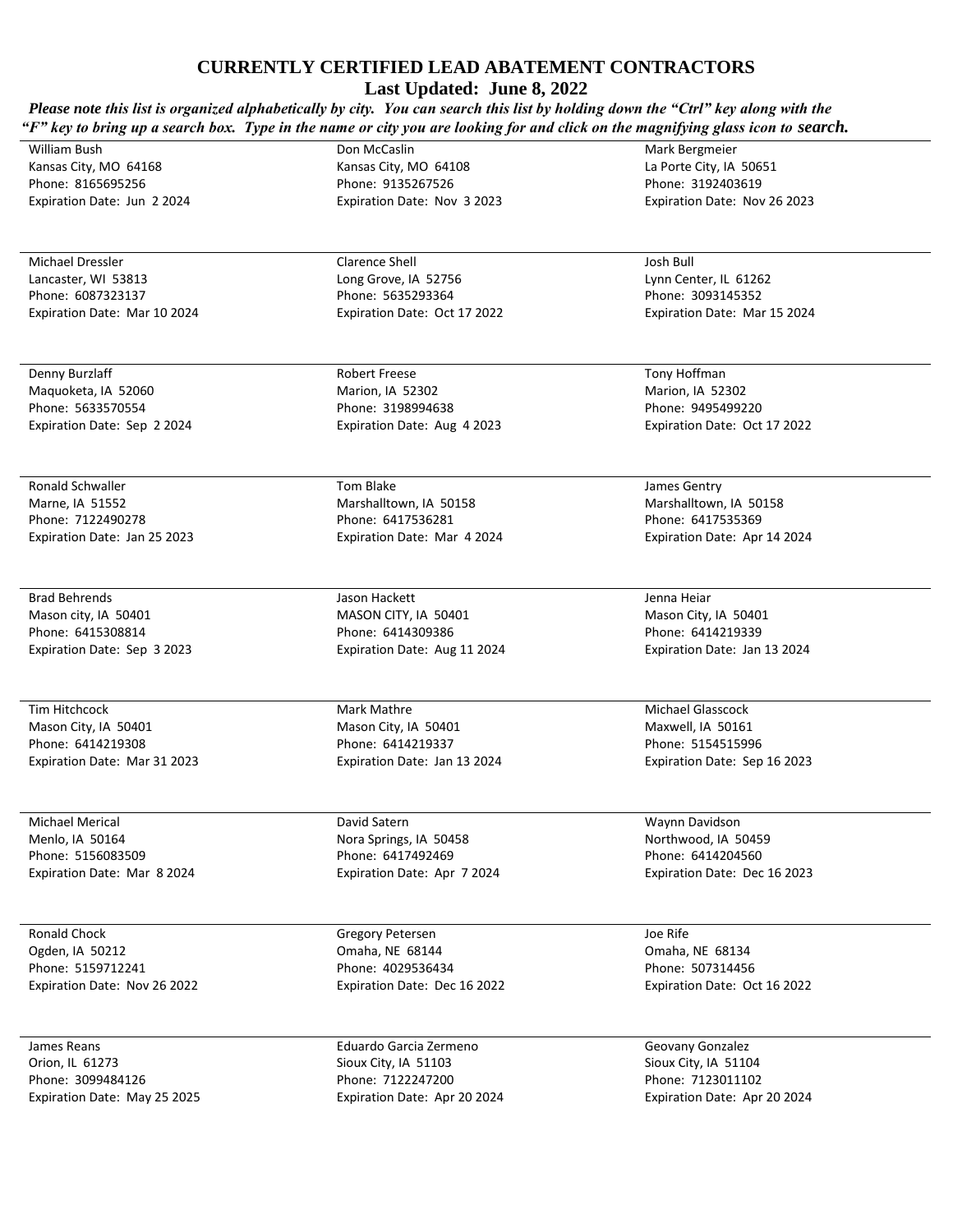## CURRENTLY CERTIFIED LEAD ABATEMENT CONTRACTORS

**Last Updated: June 8, 2022**

***Please note this list is organized alphabetically by city. You can search this list by holding down the "Ctrl" key along with the "F" key to bring up a search box. Type in the name or city you are looking for and click on the magnifying glass icon to search.***

---

William Bush
Kansas City, MO 64168
Phone: 8165695256
Expiration Date: Jun 2 2024

Don McCaslin
Kansas City, MO 64108
Phone: 9135267526
Expiration Date: Nov 3 2023

Mark Bergmeier
La Porte City, IA 50651
Phone: 3192403619
Expiration Date: Nov 26 2023

---

Michael Dressler
Lancaster, WI 53813
Phone: 6087323137
Expiration Date: Mar 10 2024

Clarence Shell
Long Grove, IA 52756
Phone: 5635293364
Expiration Date: Oct 17 2022

Josh Bull
Lynn Center, IL 61262
Phone: 3093145352
Expiration Date: Mar 15 2024

---

Denny Burzlaff
Maquoketa, IA 52060
Phone: 5633570554
Expiration Date: Sep 2 2024

Robert Freese
Marion, IA 52302
Phone: 3198994638
Expiration Date: Aug 4 2023

Tony Hoffman
Marion, IA 52302
Phone: 9495499220
Expiration Date: Oct 17 2022

---

Ronald Schwaller
Marne, IA 51552
Phone: 7122490278
Expiration Date: Jan 25 2023

Tom Blake
Marshalltown, IA 50158
Phone: 6417536281
Expiration Date: Mar 4 2024

James Gentry
Marshalltown, IA 50158
Phone: 6417535369
Expiration Date: Apr 14 2024

---

Brad Behrends
Mason city, IA 50401
Phone: 6415308814
Expiration Date: Sep 3 2023

Jason Hackett
MASON CITY, IA 50401
Phone: 6414309386
Expiration Date: Aug 11 2024

Jenna Heiar
Mason City, IA 50401
Phone: 6414219339
Expiration Date: Jan 13 2024

---

Tim Hitchcock
Mason City, IA 50401
Phone: 6414219308
Expiration Date: Mar 31 2023

Mark Mathre
Mason City, IA 50401
Phone: 6414219337
Expiration Date: Jan 13 2024

Michael Glasscock
Maxwell, IA 50161
Phone: 5154515996
Expiration Date: Sep 16 2023

---

Michael Merical
Menlo, IA 50164
Phone: 5156083509
Expiration Date: Mar 8 2024

David Satern
Nora Springs, IA 50458
Phone: 6417492469
Expiration Date: Apr 7 2024

Waynn Davidson
Northwood, IA 50459
Phone: 6414204560
Expiration Date: Dec 16 2023

---

Ronald Chock
Ogden, IA 50212
Phone: 5159712241
Expiration Date: Nov 26 2022

Gregory Petersen
Omaha, NE 68144
Phone: 4029536434
Expiration Date: Dec 16 2022

Joe Rife
Omaha, NE 68134
Phone: 507314456
Expiration Date: Oct 16 2022

---

James Reans
Orion, IL 61273
Phone: 3099484126
Expiration Date: May 25 2025

Eduardo Garcia Zermeno
Sioux City, IA 51103
Phone: 7122247200
Expiration Date: Apr 20 2024

Geovany Gonzalez
Sioux City, IA 51104
Phone: 7123011102
Expiration Date: Apr 20 2024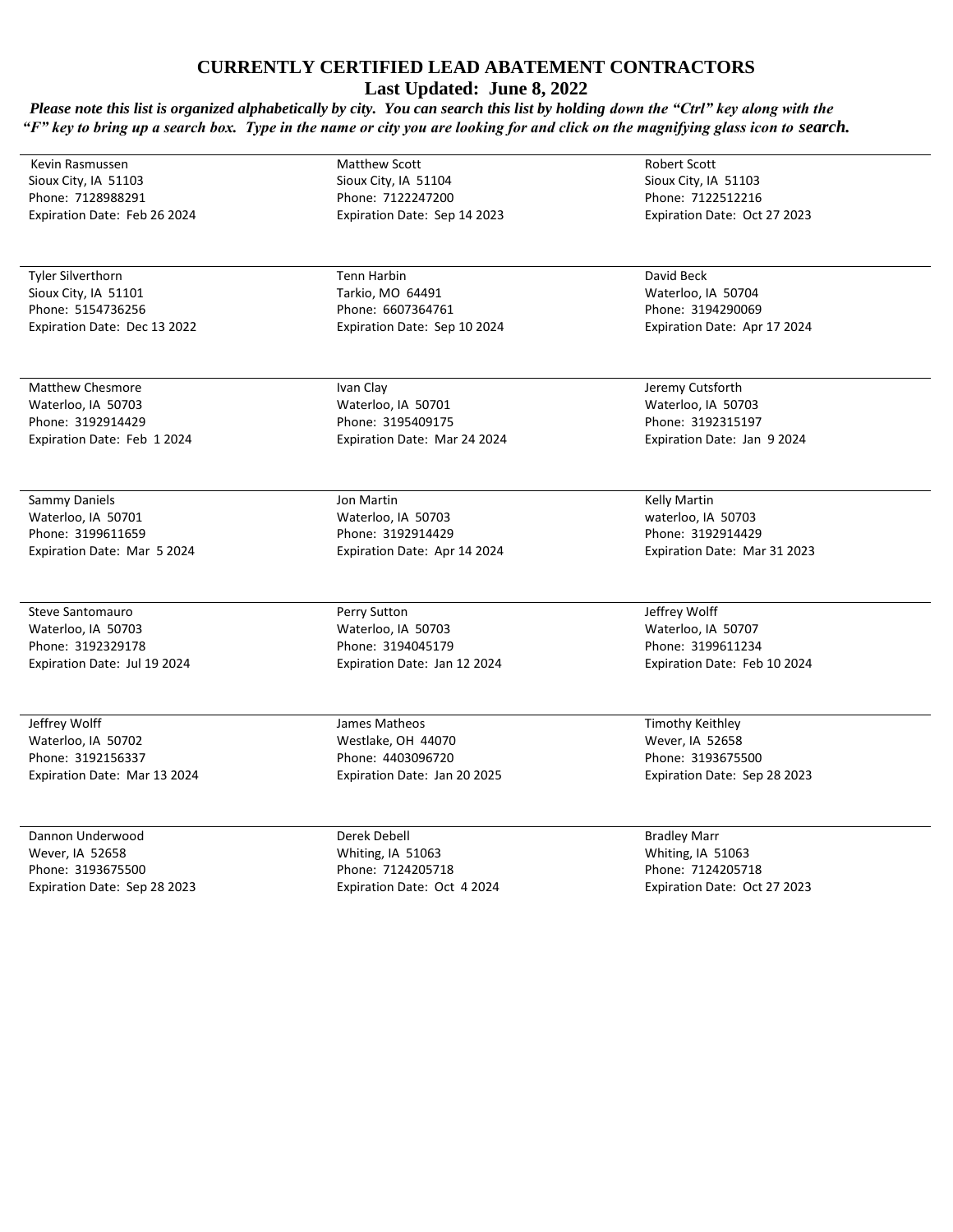**CURRENTLY CERTIFIED LEAD ABATEMENT CONTRACTORS**

**Last Updated: June 8, 2022**

***Please note this list is organized alphabetically by city. You can search this list by holding down the "Ctrl" key along with the "F" key to bring up a search box. Type in the name or city you are looking for and click on the magnifying glass icon to search.***

| | | |
|---|---|---|
| Kevin Rasmussen<br>Sioux City, IA 51103<br>Phone: 7128988291<br>Expiration Date: Feb 26 2024 | Matthew Scott<br>Sioux City, IA 51104<br>Phone: 7122247200<br>Expiration Date: Sep 14 2023 | Robert Scott<br>Sioux City, IA 51103<br>Phone: 7122512216<br>Expiration Date: Oct 27 2023 |
| Tyler Silverthorn<br>Sioux City, IA 51101<br>Phone: 5154736256<br>Expiration Date: Dec 13 2022 | Tenn Harbin<br>Tarkio, MO 64491<br>Phone: 6607364761<br>Expiration Date: Sep 10 2024 | David Beck<br>Waterloo, IA 50704<br>Phone: 3194290069<br>Expiration Date: Apr 17 2024 |
| Matthew Chesmore<br>Waterloo, IA 50703<br>Phone: 3192914429<br>Expiration Date: Feb 1 2024 | Ivan Clay<br>Waterloo, IA 50701<br>Phone: 3195409175<br>Expiration Date: Mar 24 2024 | Jeremy Cutsforth<br>Waterloo, IA 50703<br>Phone: 3192315197<br>Expiration Date: Jan 9 2024 |
| Sammy Daniels<br>Waterloo, IA 50701<br>Phone: 3199611659<br>Expiration Date: Mar 5 2024 | Jon Martin<br>Waterloo, IA 50703<br>Phone: 3192914429<br>Expiration Date: Apr 14 2024 | Kelly Martin<br>waterloo, IA 50703<br>Phone: 3192914429<br>Expiration Date: Mar 31 2023 |
| Steve Santomauro<br>Waterloo, IA 50703<br>Phone: 3192329178<br>Expiration Date: Jul 19 2024 | Perry Sutton<br>Waterloo, IA 50703<br>Phone: 3194045179<br>Expiration Date: Jan 12 2024 | Jeffrey Wolff<br>Waterloo, IA 50707<br>Phone: 3199611234<br>Expiration Date: Feb 10 2024 |
| Jeffrey Wolff<br>Waterloo, IA 50702<br>Phone: 3192156337<br>Expiration Date: Mar 13 2024 | James Matheos<br>Westlake, OH 44070<br>Phone: 4403096720<br>Expiration Date: Jan 20 2025 | Timothy Keithley<br>Wever, IA 52658<br>Phone: 3193675500<br>Expiration Date: Sep 28 2023 |
| Dannon Underwood<br>Wever, IA 52658<br>Phone: 3193675500<br>Expiration Date: Sep 28 2023 | Derek Debell<br>Whiting, IA 51063<br>Phone: 7124205718<br>Expiration Date: Oct 4 2024 | Bradley Marr<br>Whiting, IA 51063<br>Phone: 7124205718<br>Expiration Date: Oct 27 2023 |